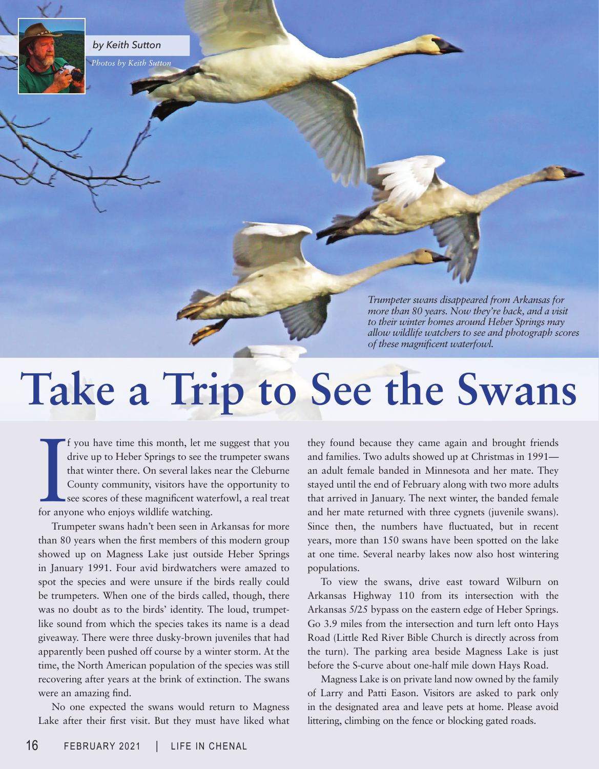*by Keith Sutton*

*Photos by Keith Sutton*

*Trumpeter swans disappeared from Arkansas for more than 80 years. Now they're back, and a visit to their winter homes around Heber Springs may allow wildlife watchers to see and photograph scores of these magnificent waterfowl.*

# Take a Trip to See the Swans

If you have time this month, let me suggest that you drive up to Heber Springs to see the trumpeter swans that winter there. On several lakes near the Cleburne County community, visitors have the opportunity to see scores of these magnificent waterfowl, a real treat for anyone who enjoys wildlife watching.

Trumpeter swans hadn't been seen in Arkansas for more than 80 years when the first members of this modern group showed up on Magness Lake just outside Heber Springs in January 1991. Four avid birdwatchers were amazed to spot the species and were unsure if the birds really could be trumpeters. When one of the birds called, though, there was no doubt as to the birds' identity. The loud, trumpet-like sound from which the species takes its name is a dead giveaway. There were three dusky-brown juveniles that had apparently been pushed off course by a winter storm. At the time, the North American population of the species was still recovering after years at the brink of extinction. The swans were an amazing find.

No one expected the swans would return to Magness Lake after their first visit. But they must have liked what they found because they came again and brought friends and families. Two adults showed up at Christmas in 1991—an adult female banded in Minnesota and her mate. They stayed until the end of February along with two more adults that arrived in January. The next winter, the banded female and her mate returned with three cygnets (juvenile swans). Since then, the numbers have fluctuated, but in recent years, more than 150 swans have been spotted on the lake at one time. Several nearby lakes now also host wintering populations.

To view the swans, drive east toward Wilburn on Arkansas Highway 110 from its intersection with the Arkansas 5/25 bypass on the eastern edge of Heber Springs. Go 3.9 miles from the intersection and turn left onto Hays Road (Little Red River Bible Church is directly across from the turn). The parking area beside Magness Lake is just before the S-curve about one-half mile down Hays Road.

Magness Lake is on private land now owned by the family of Larry and Patti Eason. Visitors are asked to park only in the designated area and leave pets at home. Please avoid littering, climbing on the fence or blocking gated roads.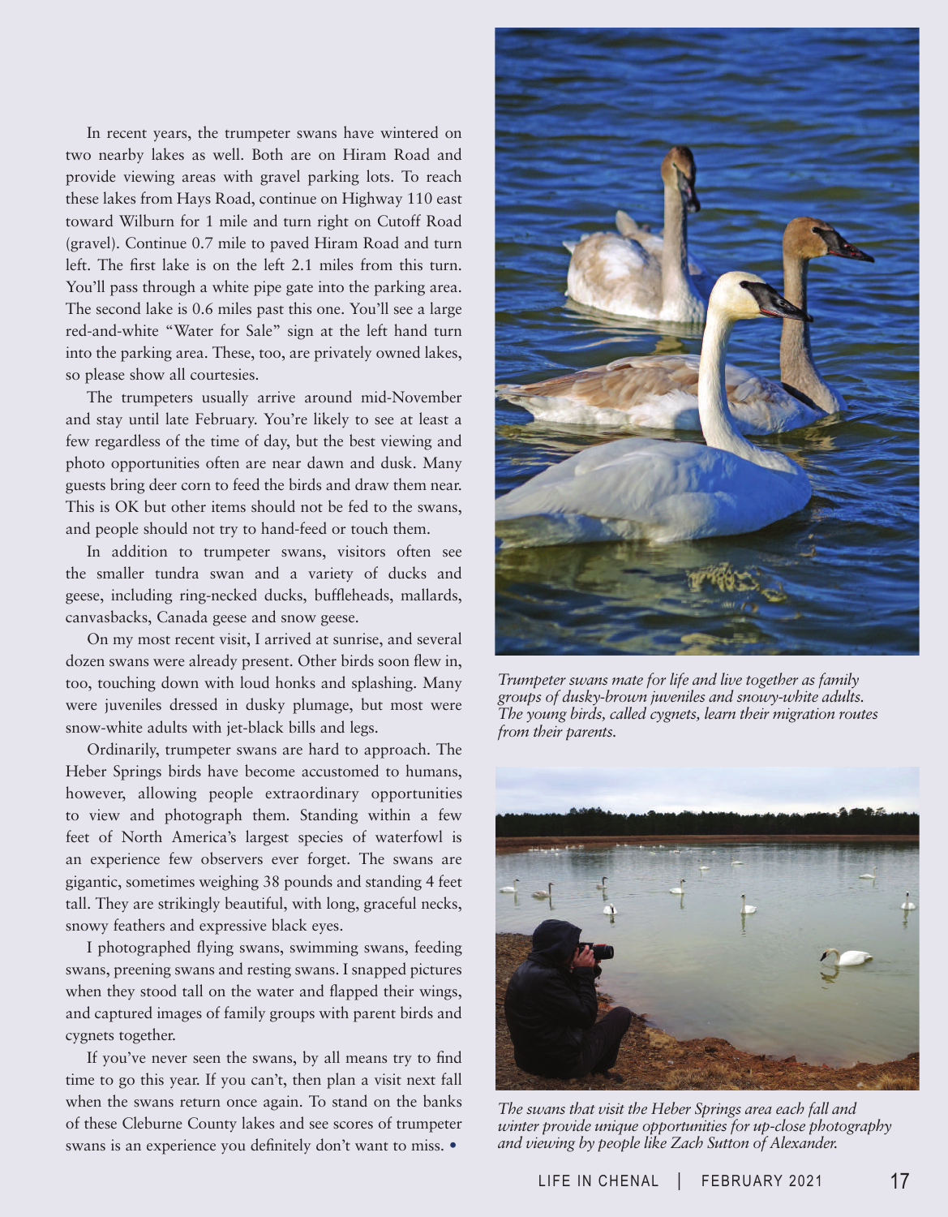In recent years, the trumpeter swans have wintered on two nearby lakes as well. Both are on Hiram Road and provide viewing areas with gravel parking lots. To reach these lakes from Hays Road, continue on Highway 110 east toward Wilburn for 1 mile and turn right on Cutoff Road (gravel). Continue 0.7 mile to paved Hiram Road and turn left. The first lake is on the left 2.1 miles from this turn. You'll pass through a white pipe gate into the parking area. The second lake is 0.6 miles past this one. You'll see a large red-and-white "Water for Sale" sign at the left hand turn into the parking area. These, too, are privately owned lakes, so please show all courtesies.

The trumpeters usually arrive around mid-November and stay until late February. You're likely to see at least a few regardless of the time of day, but the best viewing and photo opportunities often are near dawn and dusk. Many guests bring deer corn to feed the birds and draw them near. This is OK but other items should not be fed to the swans, and people should not try to hand-feed or touch them.

In addition to trumpeter swans, visitors often see the smaller tundra swan and a variety of ducks and geese, including ring-necked ducks, buffleheads, mallards, canvasbacks, Canada geese and snow geese.

On my most recent visit, I arrived at sunrise, and several dozen swans were already present. Other birds soon flew in, too, touching down with loud honks and splashing. Many were juveniles dressed in dusky plumage, but most were snow-white adults with jet-black bills and legs.

Ordinarily, trumpeter swans are hard to approach. The Heber Springs birds have become accustomed to humans, however, allowing people extraordinary opportunities to view and photograph them. Standing within a few feet of North America's largest species of waterfowl is an experience few observers ever forget. The swans are gigantic, sometimes weighing 38 pounds and standing 4 feet tall. They are strikingly beautiful, with long, graceful necks, snowy feathers and expressive black eyes.

I photographed flying swans, swimming swans, feeding swans, preening swans and resting swans. I snapped pictures when they stood tall on the water and flapped their wings, and captured images of family groups with parent birds and cygnets together.

If you've never seen the swans, by all means try to find time to go this year. If you can't, then plan a visit next fall when the swans return once again. To stand on the banks of these Cleburne County lakes and see scores of trumpeter swans is an experience you definitely don't want to miss. •

*Trumpeter swans mate for life and live together as family groups of dusky-brown juveniles and snowy-white adults. The young birds, called cygnets, learn their migration routes from their parents.*

*The swans that visit the Heber Springs area each fall and winter provide unique opportunities for up-close photography and viewing by people like Zach Sutton of Alexander.*